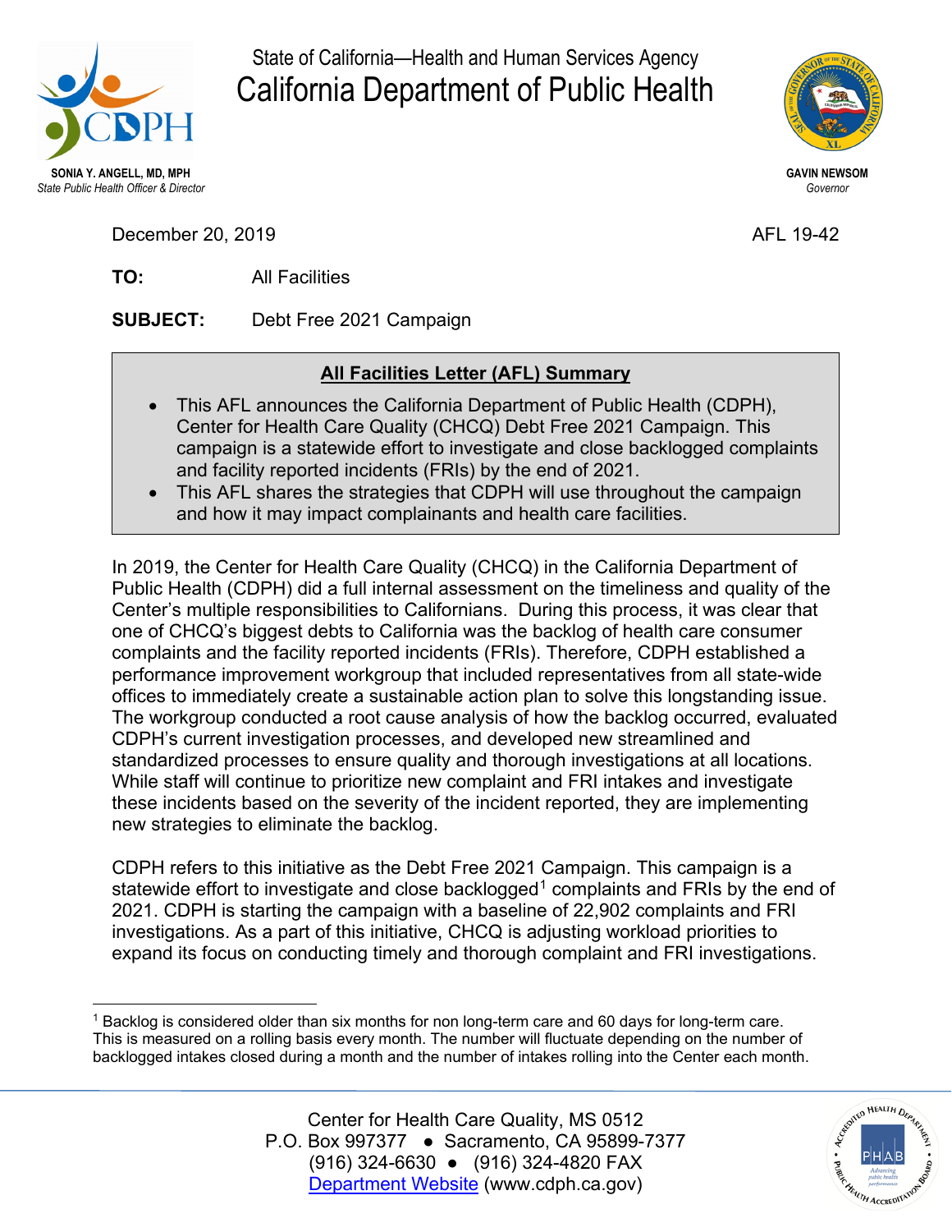State of California—Health and Human Services Agency

# California Department of Public Health

**SONIA Y. ANGELL, MD, MPH**
*State Public Health Officer & Director*

**GAVIN NEWSOM**
*Governor*

December 20, 2019

AFL 19-42

**TO:** All Facilities

**SUBJECT:** Debt Free 2021 Campaign

## All Facilities Letter (AFL) Summary

- This AFL announces the California Department of Public Health (CDPH), Center for Health Care Quality (CHCQ) Debt Free 2021 Campaign. This campaign is a statewide effort to investigate and close backlogged complaints and facility reported incidents (FRIs) by the end of 2021.
- This AFL shares the strategies that CDPH will use throughout the campaign and how it may impact complainants and health care facilities.

In 2019, the Center for Health Care Quality (CHCQ) in the California Department of Public Health (CDPH) did a full internal assessment on the timeliness and quality of the Center's multiple responsibilities to Californians. During this process, it was clear that one of CHCQ's biggest debts to California was the backlog of health care consumer complaints and the facility reported incidents (FRIs). Therefore, CDPH established a performance improvement workgroup that included representatives from all state-wide offices to immediately create a sustainable action plan to solve this longstanding issue. The workgroup conducted a root cause analysis of how the backlog occurred, evaluated CDPH's current investigation processes, and developed new streamlined and standardized processes to ensure quality and thorough investigations at all locations. While staff will continue to prioritize new complaint and FRI intakes and investigate these incidents based on the severity of the incident reported, they are implementing new strategies to eliminate the backlog.

CDPH refers to this initiative as the Debt Free 2021 Campaign. This campaign is a statewide effort to investigate and close backlogged[1] complaints and FRIs by the end of 2021. CDPH is starting the campaign with a baseline of 22,902 complaints and FRI investigations. As a part of this initiative, CHCQ is adjusting workload priorities to expand its focus on conducting timely and thorough complaint and FRI investigations.

[1] Backlog is considered older than six months for non long-term care and 60 days for long-term care. This is measured on a rolling basis every month. The number will fluctuate depending on the number of backlogged intakes closed during a month and the number of intakes rolling into the Center each month.

Center for Health Care Quality, MS 0512
P.O. Box 997377 ● Sacramento, CA 95899-7377
(916) 324-6630 ● (916) 324-4820 FAX
Department Website (www.cdph.ca.gov)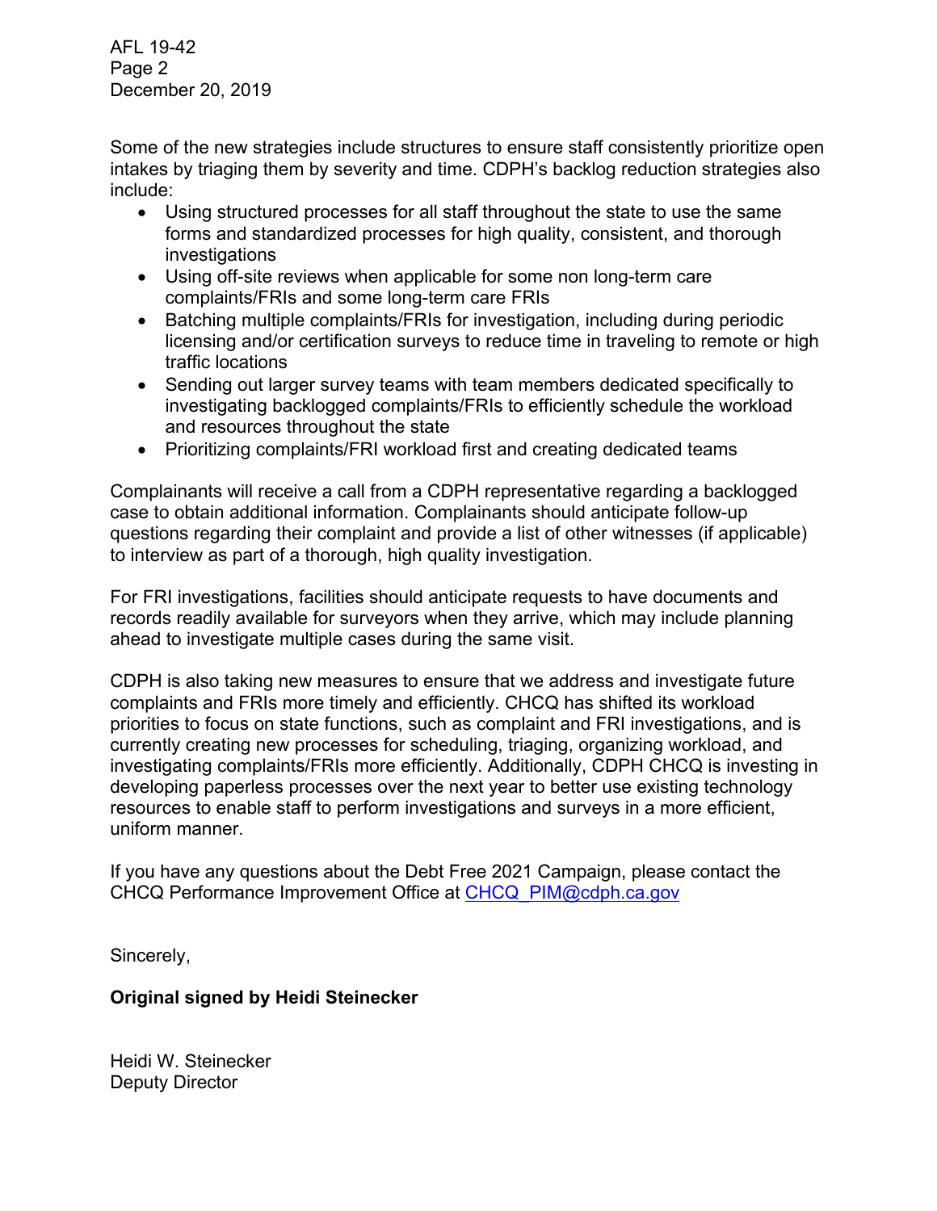Some of the new strategies include structures to ensure staff consistently prioritize open intakes by triaging them by severity and time. CDPH's backlog reduction strategies also include:

- Using structured processes for all staff throughout the state to use the same forms and standardized processes for high quality, consistent, and thorough investigations
- Using off-site reviews when applicable for some non long-term care complaints/FRIs and some long-term care FRIs
- Batching multiple complaints/FRIs for investigation, including during periodic licensing and/or certification surveys to reduce time in traveling to remote or high traffic locations
- Sending out larger survey teams with team members dedicated specifically to investigating backlogged complaints/FRIs to efficiently schedule the workload and resources throughout the state
- Prioritizing complaints/FRI workload first and creating dedicated teams

Complainants will receive a call from a CDPH representative regarding a backlogged case to obtain additional information. Complainants should anticipate follow-up questions regarding their complaint and provide a list of other witnesses (if applicable) to interview as part of a thorough, high quality investigation.

For FRI investigations, facilities should anticipate requests to have documents and records readily available for surveyors when they arrive, which may include planning ahead to investigate multiple cases during the same visit.

CDPH is also taking new measures to ensure that we address and investigate future complaints and FRIs more timely and efficiently. CHCQ has shifted its workload priorities to focus on state functions, such as complaint and FRI investigations, and is currently creating new processes for scheduling, triaging, organizing workload, and investigating complaints/FRIs more efficiently. Additionally, CDPH CHCQ is investing in developing paperless processes over the next year to better use existing technology resources to enable staff to perform investigations and surveys in a more efficient, uniform manner.

If you have any questions about the Debt Free 2021 Campaign, please contact the CHCQ Performance Improvement Office at CHCQ_PIM@cdph.ca.gov

Sincerely,

**Original signed by Heidi Steinecker**

Heidi W. Steinecker
Deputy Director